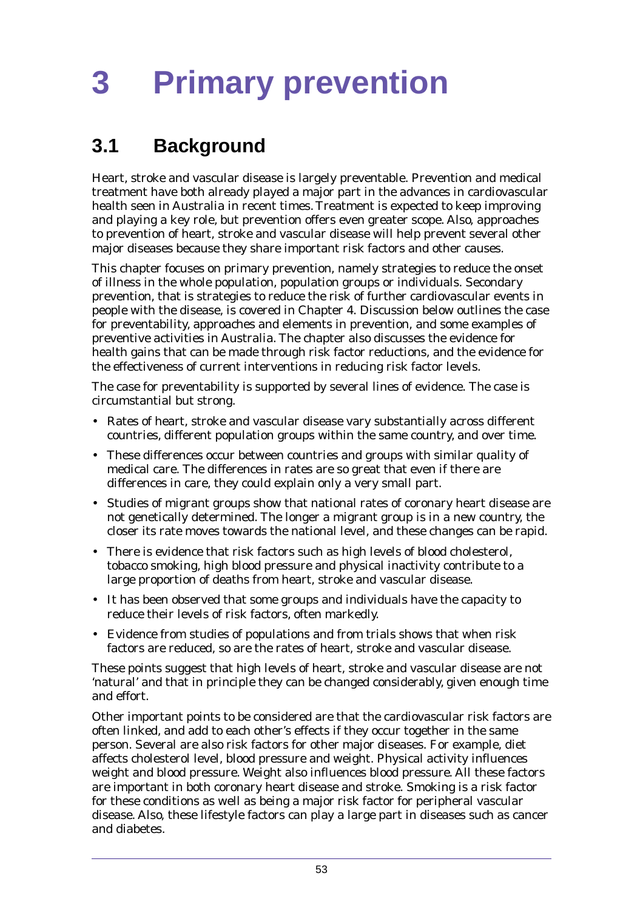# 3 Primary prevention

## 3.1 Background

Heart, stroke and vascular disease is largely preventable. Prevention and medical treatment have both already played a major part in the advances in cardiovascular health seen in Australia in recent times. Treatment is expected to keep improving and playing a key role, but prevention offers even greater scope. Also, approaches to prevention of heart, stroke and vascular disease will help prevent several other major diseases because they share important risk factors and other causes.

This chapter focuses on primary prevention, namely strategies to reduce the onset of illness in the whole population, population groups or individuals. Secondary prevention, that is strategies to reduce the risk of further cardiovascular events in people with the disease, is covered in Chapter 4. Discussion below outlines the case for preventability, approaches and elements in prevention, and some examples of preventive activities in Australia. The chapter also discusses the evidence for health gains that can be made through risk factor reductions, and the evidence for the effectiveness of current interventions in reducing risk factor levels.

The case for preventability is supported by several lines of evidence. The case is circumstantial but strong.

- Rates of heart, stroke and vascular disease vary substantially across different countries, different population groups within the same country, and over time.
- These differences occur between countries and groups with similar quality of medical care. The differences in rates are so great that even if there are differences in care, they could explain only a very small part.
- Studies of migrant groups show that national rates of coronary heart disease are not genetically determined. The longer a migrant group is in a new country, the closer its rate moves towards the national level, and these changes can be rapid.
- There is evidence that risk factors such as high levels of blood cholesterol, tobacco smoking, high blood pressure and physical inactivity contribute to a large proportion of deaths from heart, stroke and vascular disease.
- It has been observed that some groups and individuals have the capacity to reduce their levels of risk factors, often markedly.
- Evidence from studies of populations and from trials shows that when risk factors are reduced, so are the rates of heart, stroke and vascular disease.

These points suggest that high levels of heart, stroke and vascular disease are not 'natural' and that in principle they can be changed considerably, given enough time and effort.

Other important points to be considered are that the cardiovascular risk factors are often linked, and add to each other's effects if they occur together in the same person. Several are also risk factors for other major diseases. For example, diet affects cholesterol level, blood pressure and weight. Physical activity influences weight and blood pressure. Weight also influences blood pressure. All these factors are important in both coronary heart disease and stroke. Smoking is a risk factor for these conditions as well as being a major risk factor for peripheral vascular disease. Also, these lifestyle factors can play a large part in diseases such as cancer and diabetes.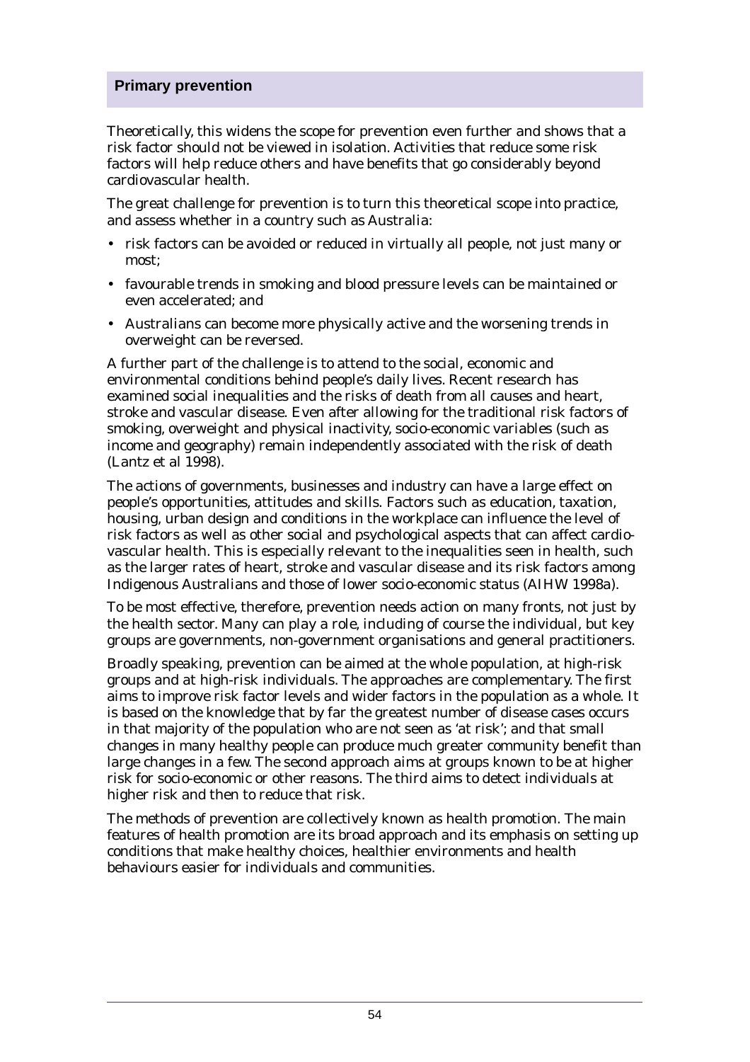## Primary prevention

Theoretically, this widens the scope for prevention even further and shows that a risk factor should not be viewed in isolation. Activities that reduce some risk factors will help reduce others and have benefits that go considerably beyond cardiovascular health.

The great challenge for prevention is to turn this theoretical scope into practice, and assess whether in a country such as Australia:

- risk factors can be avoided or reduced in virtually all people, not just many or most;
- favourable trends in smoking and blood pressure levels can be maintained or even accelerated; and
- Australians can become more physically active and the worsening trends in overweight can be reversed.

A further part of the challenge is to attend to the social, economic and environmental conditions behind people's daily lives. Recent research has examined social inequalities and the risks of death from all causes and heart, stroke and vascular disease. Even after allowing for the traditional risk factors of smoking, overweight and physical inactivity, socio-economic variables (such as income and geography) remain independently associated with the risk of death (Lantz et al 1998).

The actions of governments, businesses and industry can have a large effect on people's opportunities, attitudes and skills. Factors such as education, taxation, housing, urban design and conditions in the workplace can influence the level of risk factors as well as other social and psychological aspects that can affect cardiovascular health. This is especially relevant to the inequalities seen in health, such as the larger rates of heart, stroke and vascular disease and its risk factors among Indigenous Australians and those of lower socio-economic status (AIHW 1998a).

To be most effective, therefore, prevention needs action on many fronts, not just by the health sector. Many can play a role, including of course the individual, but key groups are governments, non-government organisations and general practitioners.

Broadly speaking, prevention can be aimed at the whole population, at high-risk groups and at high-risk individuals. The approaches are complementary. The first aims to improve risk factor levels and wider factors in the population as a whole. It is based on the knowledge that by far the greatest number of disease cases occurs in that majority of the population who are not seen as 'at risk'; and that small changes in many healthy people can produce much greater community benefit than large changes in a few. The second approach aims at groups known to be at higher risk for socio-economic or other reasons. The third aims to detect individuals at higher risk and then to reduce that risk.

The methods of prevention are collectively known as health promotion. The main features of health promotion are its broad approach and its emphasis on setting up conditions that make healthy choices, healthier environments and health behaviours easier for individuals and communities.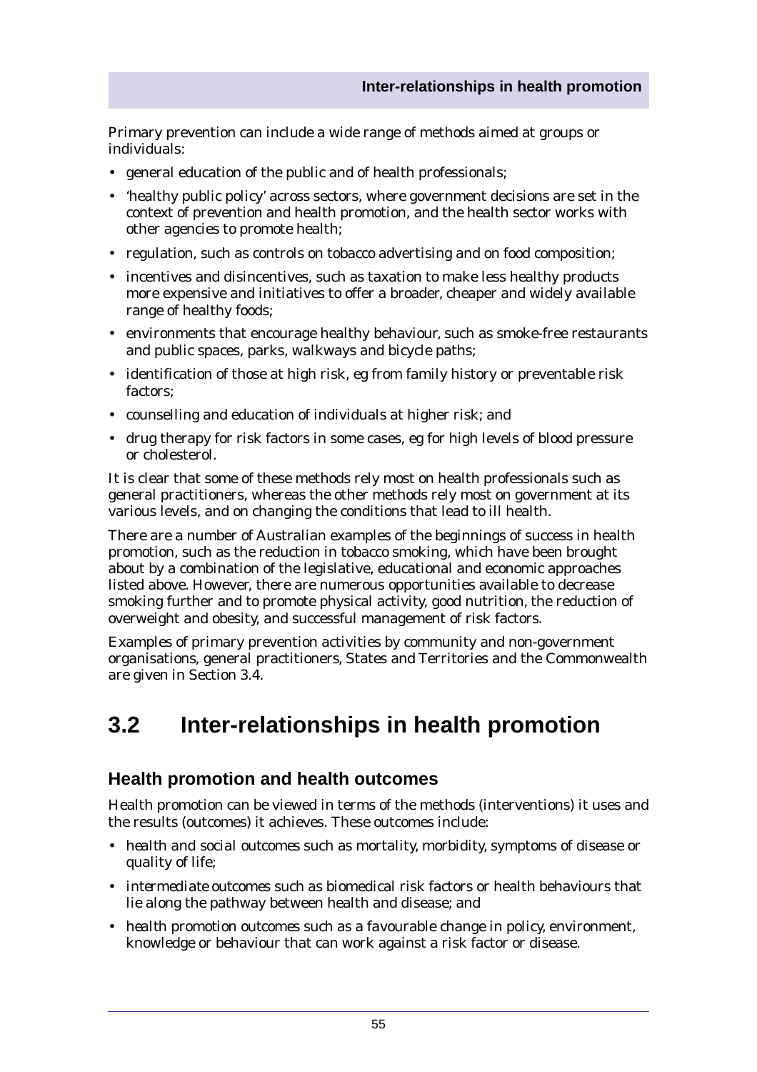Primary prevention can include a wide range of methods aimed at groups or individuals:

- general education of the public and of health professionals;
- 'healthy public policy' across sectors, where government decisions are set in the context of prevention and health promotion, and the health sector works with other agencies to promote health;
- regulation, such as controls on tobacco advertising and on food composition;
- incentives and disincentives, such as taxation to make less healthy products more expensive and initiatives to offer a broader, cheaper and widely available range of healthy foods;
- environments that encourage healthy behaviour, such as smoke-free restaurants and public spaces, parks, walkways and bicycle paths;
- identification of those at high risk, eg from family history or preventable risk factors;
- counselling and education of individuals at higher risk; and
- drug therapy for risk factors in some cases, eg for high levels of blood pressure or cholesterol.

It is clear that some of these methods rely most on health professionals such as general practitioners, whereas the other methods rely most on government at its various levels, and on changing the conditions that lead to ill health.

There are a number of Australian examples of the beginnings of success in health promotion, such as the reduction in tobacco smoking, which have been brought about by a combination of the legislative, educational and economic approaches listed above. However, there are numerous opportunities available to decrease smoking further and to promote physical activity, good nutrition, the reduction of overweight and obesity, and successful management of risk factors.

Examples of primary prevention activities by community and non-government organisations, general practitioners, States and Territories and the Commonwealth are given in Section 3.4.

## 3.2 Inter-relationships in health promotion

### Health promotion and health outcomes

Health promotion can be viewed in terms of the methods (interventions) it uses and the results (outcomes) it achieves. These outcomes include:

- *health and social outcomes* such as mortality, morbidity, symptoms of disease or quality of life;
- *intermediate outcomes* such as biomedical risk factors or health behaviours that lie along the pathway between health and disease; and
- *health promotion outcomes* such as a favourable change in policy, environment, knowledge or behaviour that can work against a risk factor or disease.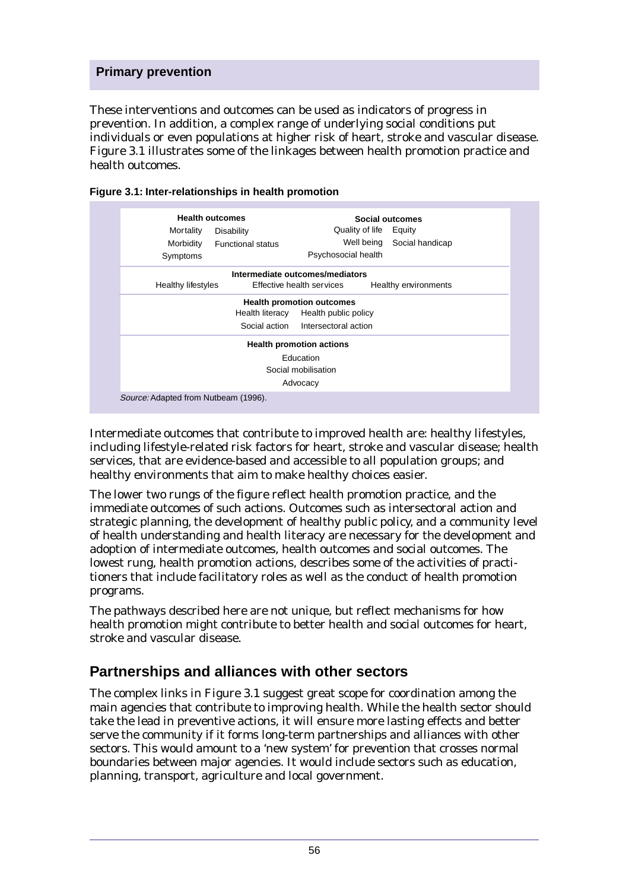## Primary prevention

These interventions and outcomes can be used as indicators of progress in prevention. In addition, a complex range of underlying social conditions put individuals or even populations at higher risk of heart, stroke and vascular disease. Figure 3.1 illustrates some of the linkages between health promotion practice and health outcomes.

**Figure 3.1: Inter-relationships in health promotion**

| **Health outcomes** | | **Social outcomes** | |
|---|---|---|---|
| Mortality | Disability | Quality of life | Equity |
| Morbidity | Functional status | Well being | Social handicap |
| Symptoms | | Psychosocial health | |

**Intermediate outcomes/mediators**

Healthy lifestyles — Effective health services — Healthy environments

**Health promotion outcomes**

Health literacy — Health public policy

Social action — Intersectoral action

**Health promotion actions**

Education

Social mobilisation

Advocacy

*Source:* Adapted from Nutbeam (1996).

Intermediate outcomes that contribute to improved health are: healthy lifestyles, including lifestyle-related risk factors for heart, stroke and vascular disease; health services, that are evidence-based and accessible to all population groups; and healthy environments that aim to make healthy choices easier.

The lower two rungs of the figure reflect health promotion practice, and the immediate outcomes of such actions. Outcomes such as intersectoral action and strategic planning, the development of healthy public policy, and a community level of health understanding and health literacy are necessary for the development and adoption of intermediate outcomes, health outcomes and social outcomes. The lowest rung, health promotion actions, describes some of the activities of practitioners that include facilitatory roles as well as the conduct of health promotion programs.

The pathways described here are not unique, but reflect mechanisms for how health promotion might contribute to better health and social outcomes for heart, stroke and vascular disease.

## Partnerships and alliances with other sectors

The complex links in Figure 3.1 suggest great scope for coordination among the main agencies that contribute to improving health. While the health sector should take the lead in preventive actions, it will ensure more lasting effects and better serve the community if it forms long-term partnerships and alliances with other sectors. This would amount to a 'new system' for prevention that crosses normal boundaries between major agencies. It would include sectors such as education, planning, transport, agriculture and local government.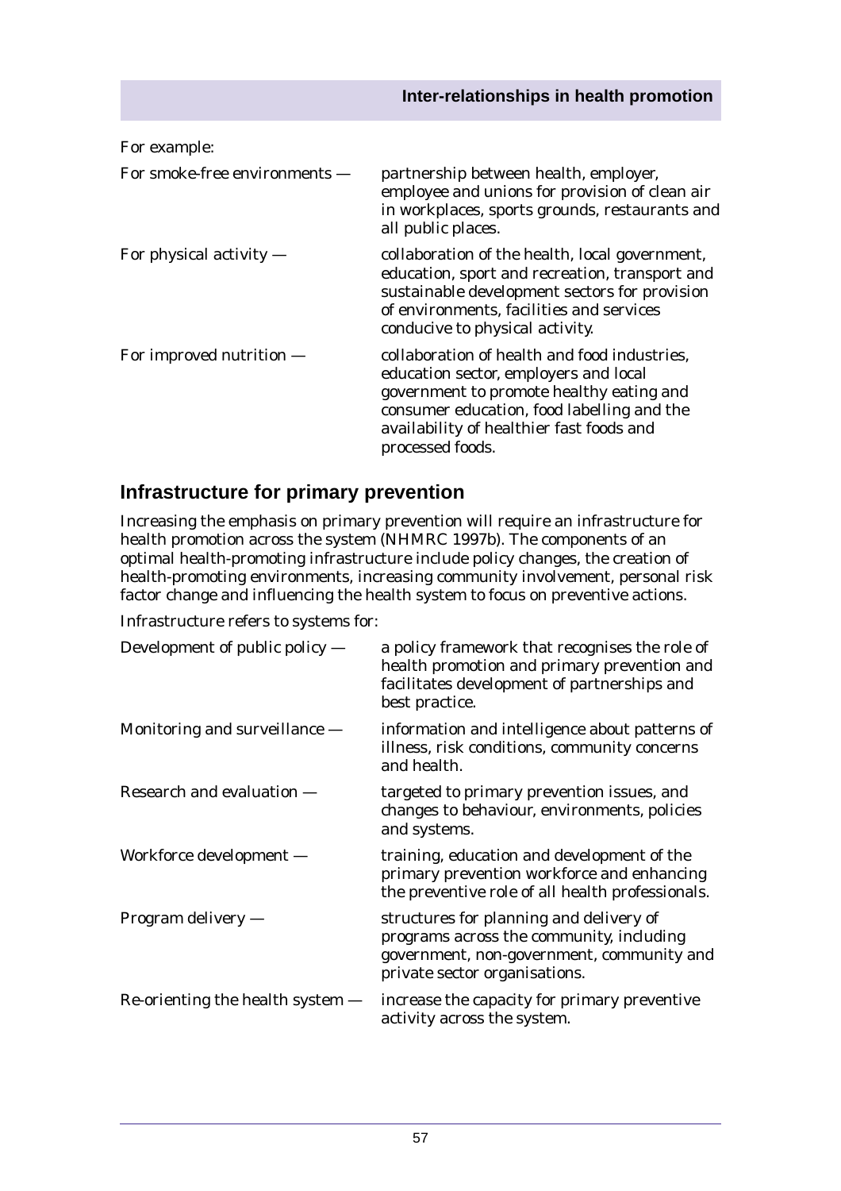For example:

| | |
|---|---|
| For smoke-free environments — | partnership between health, employer, employee and unions for provision of clean air in workplaces, sports grounds, restaurants and all public places. |
| For physical activity — | collaboration of the health, local government, education, sport and recreation, transport and sustainable development sectors for provision of environments, facilities and services conducive to physical activity. |
| For improved nutrition — | collaboration of health and food industries, education sector, employers and local government to promote healthy eating and consumer education, food labelling and the availability of healthier fast foods and processed foods. |

## Infrastructure for primary prevention

Increasing the emphasis on primary prevention will require an infrastructure for health promotion across the system (NHMRC 1997b). The components of an optimal health-promoting infrastructure include policy changes, the creation of health-promoting environments, increasing community involvement, personal risk factor change and influencing the health system to focus on preventive actions.

Infrastructure refers to systems for:

| | |
|---|---|
| Development of public policy — | a policy framework that recognises the role of health promotion and primary prevention and facilitates development of partnerships and best practice. |
| Monitoring and surveillance — | information and intelligence about patterns of illness, risk conditions, community concerns and health. |
| Research and evaluation — | targeted to primary prevention issues, and changes to behaviour, environments, policies and systems. |
| Workforce development — | training, education and development of the primary prevention workforce and enhancing the preventive role of all health professionals. |
| Program delivery — | structures for planning and delivery of programs across the community, including government, non-government, community and private sector organisations. |
| Re-orienting the health system — | increase the capacity for primary preventive activity across the system. |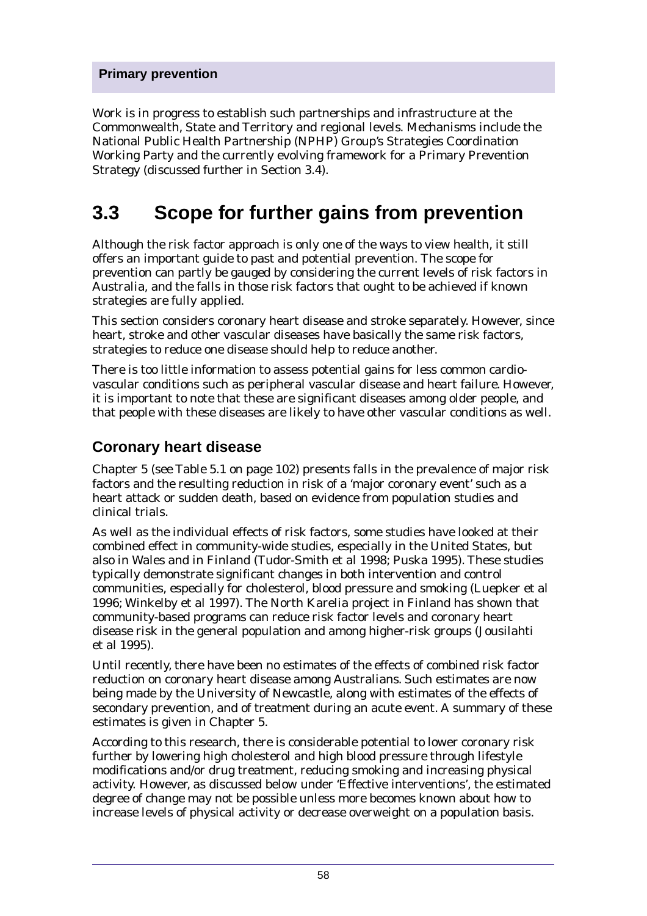**Primary prevention**

Work is in progress to establish such partnerships and infrastructure at the Commonwealth, State and Territory and regional levels. Mechanisms include the National Public Health Partnership (NPHP) Group's Strategies Coordination Working Party and the currently evolving framework for a Primary Prevention Strategy (discussed further in Section 3.4).

## 3.3 Scope for further gains from prevention

Although the risk factor approach is only one of the ways to view health, it still offers an important guide to past and potential prevention. The scope for prevention can partly be gauged by considering the current levels of risk factors in Australia, and the falls in those risk factors that ought to be achieved if known strategies are fully applied.

This section considers coronary heart disease and stroke separately. However, since heart, stroke and other vascular diseases have basically the same risk factors, strategies to reduce one disease should help to reduce another.

There is too little information to assess potential gains for less common cardio-vascular conditions such as peripheral vascular disease and heart failure. However, it is important to note that these are significant diseases among older people, and that people with these diseases are likely to have other vascular conditions as well.

### Coronary heart disease

Chapter 5 (see Table 5.1 on page 102) presents falls in the prevalence of major risk factors and the resulting reduction in risk of a 'major coronary event' such as a heart attack or sudden death, based on evidence from population studies and clinical trials.

As well as the individual effects of risk factors, some studies have looked at their combined effect in community-wide studies, especially in the United States, but also in Wales and in Finland (Tudor-Smith et al 1998; Puska 1995). These studies typically demonstrate significant changes in both intervention and control communities, especially for cholesterol, blood pressure and smoking (Luepker et al 1996; Winkelby et al 1997). The North Karelia project in Finland has shown that community-based programs can reduce risk factor levels and coronary heart disease risk in the general population and among higher-risk groups (Jousilahti et al 1995).

Until recently, there have been no estimates of the effects of combined risk factor reduction on coronary heart disease among Australians. Such estimates are now being made by the University of Newcastle, along with estimates of the effects of secondary prevention, and of treatment during an acute event. A summary of these estimates is given in Chapter 5.

According to this research, there is considerable potential to lower coronary risk further by lowering high cholesterol and high blood pressure through lifestyle modifications and/or drug treatment, reducing smoking and increasing physical activity. However, as discussed below under 'Effective interventions', the estimated degree of change may not be possible unless more becomes known about how to increase levels of physical activity or decrease overweight on a population basis.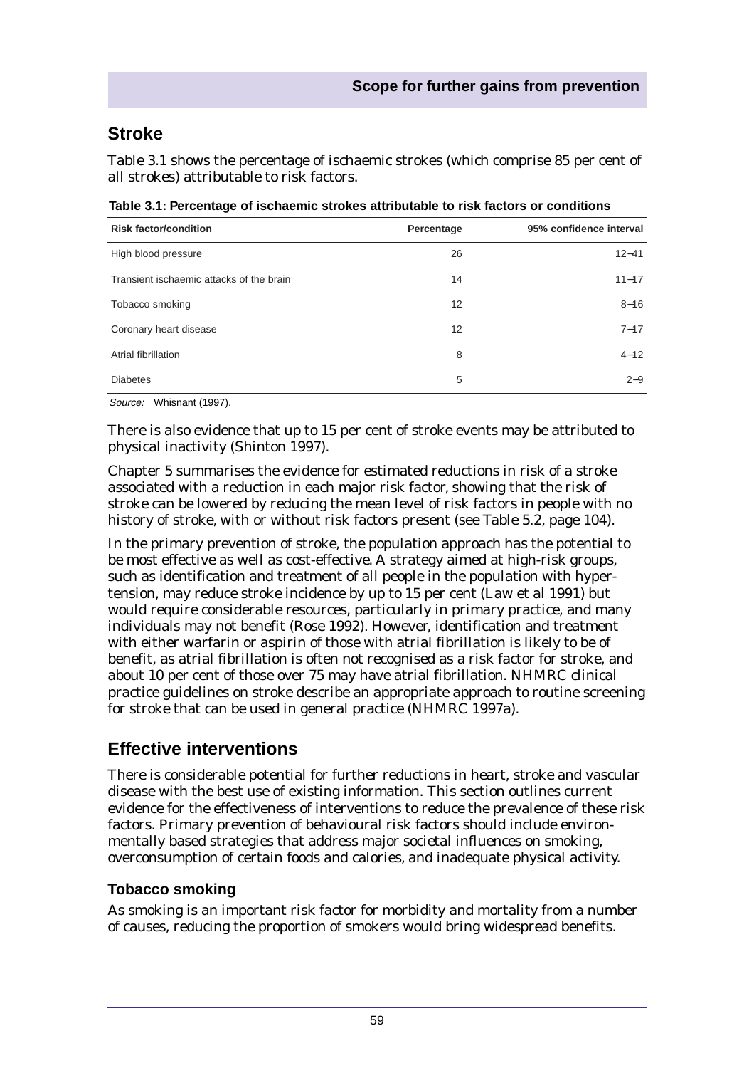## Stroke

Table 3.1 shows the percentage of ischaemic strokes (which comprise 85 per cent of all strokes) attributable to risk factors.

**Table 3.1: Percentage of ischaemic strokes attributable to risk factors or conditions**

| Risk factor/condition | Percentage | 95% confidence interval |
|---|---|---|
| High blood pressure | 26 | 12–41 |
| Transient ischaemic attacks of the brain | 14 | 11–17 |
| Tobacco smoking | 12 | 8–16 |
| Coronary heart disease | 12 | 7–17 |
| Atrial fibrillation | 8 | 4–12 |
| Diabetes | 5 | 2–9 |

*Source:* Whisnant (1997).

There is also evidence that up to 15 per cent of stroke events may be attributed to physical inactivity (Shinton 1997).

Chapter 5 summarises the evidence for estimated reductions in risk of a stroke associated with a reduction in each major risk factor, showing that the risk of stroke can be lowered by reducing the mean level of risk factors in people with no history of stroke, with or without risk factors present (see Table 5.2, page 104).

In the primary prevention of stroke, the population approach has the potential to be most effective as well as cost-effective. A strategy aimed at high-risk groups, such as identification and treatment of all people in the population with hypertension, may reduce stroke incidence by up to 15 per cent (Law et al 1991) but would require considerable resources, particularly in primary practice, and many individuals may not benefit (Rose 1992). However, identification and treatment with either warfarin or aspirin of those with atrial fibrillation is likely to be of benefit, as atrial fibrillation is often not recognised as a risk factor for stroke, and about 10 per cent of those over 75 may have atrial fibrillation. NHMRC clinical practice guidelines on stroke describe an appropriate approach to routine screening for stroke that can be used in general practice (NHMRC 1997a).

## Effective interventions

There is considerable potential for further reductions in heart, stroke and vascular disease with the best use of existing information. This section outlines current evidence for the effectiveness of interventions to reduce the prevalence of these risk factors. Primary prevention of behavioural risk factors should include environmentally based strategies that address major societal influences on smoking, overconsumption of certain foods and calories, and inadequate physical activity.

### Tobacco smoking

As smoking is an important risk factor for morbidity and mortality from a number of causes, reducing the proportion of smokers would bring widespread benefits.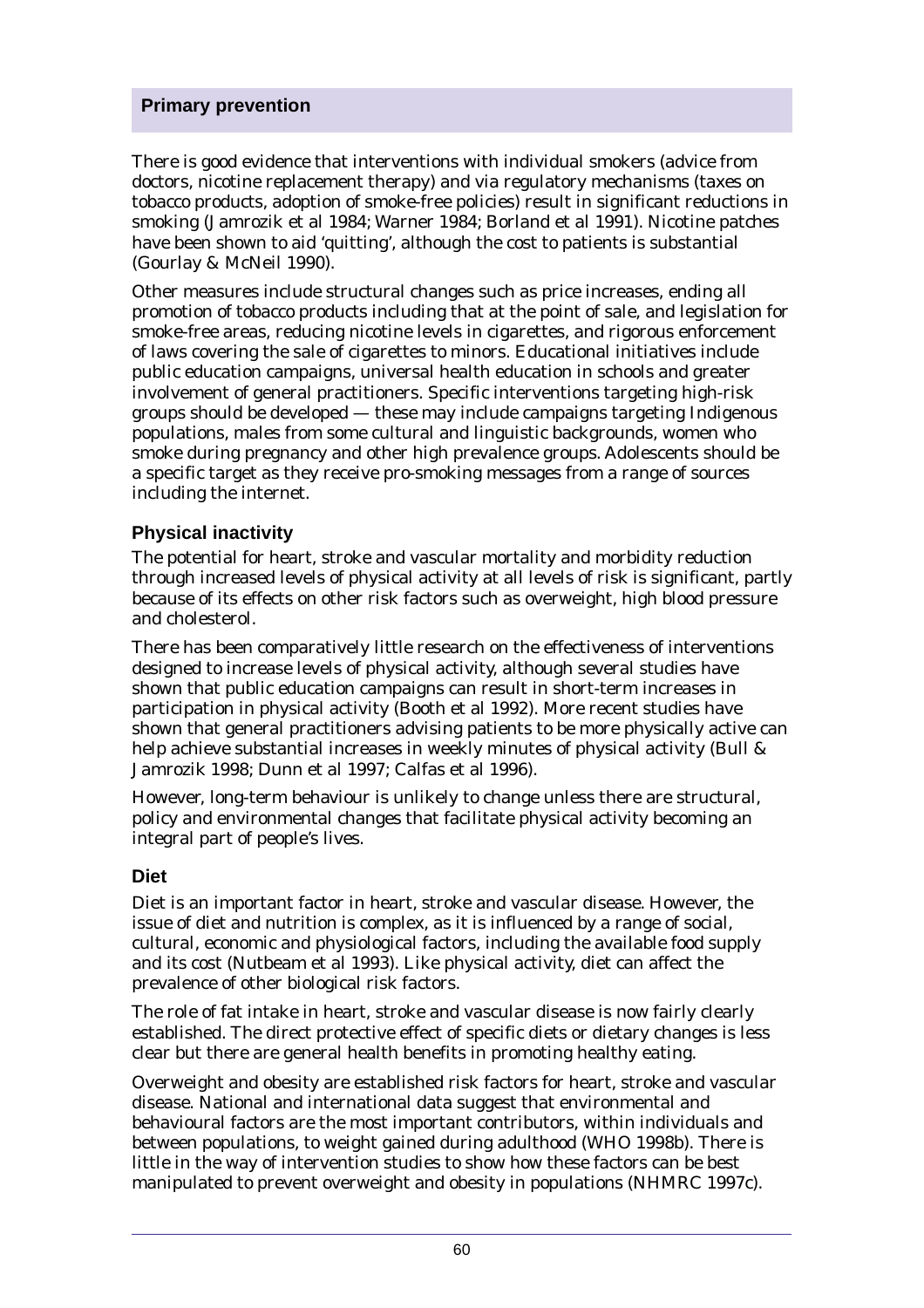## Primary prevention

There is good evidence that interventions with individual smokers (advice from doctors, nicotine replacement therapy) and via regulatory mechanisms (taxes on tobacco products, adoption of smoke-free policies) result in significant reductions in smoking (Jamrozik et al 1984; Warner 1984; Borland et al 1991). Nicotine patches have been shown to aid 'quitting', although the cost to patients is substantial (Gourlay & McNeil 1990).

Other measures include structural changes such as price increases, ending all promotion of tobacco products including that at the point of sale, and legislation for smoke-free areas, reducing nicotine levels in cigarettes, and rigorous enforcement of laws covering the sale of cigarettes to minors. Educational initiatives include public education campaigns, universal health education in schools and greater involvement of general practitioners. Specific interventions targeting high-risk groups should be developed — these may include campaigns targeting Indigenous populations, males from some cultural and linguistic backgrounds, women who smoke during pregnancy and other high prevalence groups. Adolescents should be a specific target as they receive pro-smoking messages from a range of sources including the internet.

### Physical inactivity

The potential for heart, stroke and vascular mortality and morbidity reduction through increased levels of physical activity at all levels of risk is significant, partly because of its effects on other risk factors such as overweight, high blood pressure and cholesterol.

There has been comparatively little research on the effectiveness of interventions designed to increase levels of physical activity, although several studies have shown that public education campaigns can result in short-term increases in participation in physical activity (Booth et al 1992). More recent studies have shown that general practitioners advising patients to be more physically active can help achieve substantial increases in weekly minutes of physical activity (Bull & Jamrozik 1998; Dunn et al 1997; Calfas et al 1996).

However, long-term behaviour is unlikely to change unless there are structural, policy and environmental changes that facilitate physical activity becoming an integral part of people's lives.

### Diet

Diet is an important factor in heart, stroke and vascular disease. However, the issue of diet and nutrition is complex, as it is influenced by a range of social, cultural, economic and physiological factors, including the available food supply and its cost (Nutbeam et al 1993). Like physical activity, diet can affect the prevalence of other biological risk factors.

The role of fat intake in heart, stroke and vascular disease is now fairly clearly established. The direct protective effect of specific diets or dietary changes is less clear but there are general health benefits in promoting healthy eating.

Overweight and obesity are established risk factors for heart, stroke and vascular disease. National and international data suggest that environmental and behavioural factors are the most important contributors, within individuals and between populations, to weight gained during adulthood (WHO 1998b). There is little in the way of intervention studies to show how these factors can be best manipulated to prevent overweight and obesity in populations (NHMRC 1997c).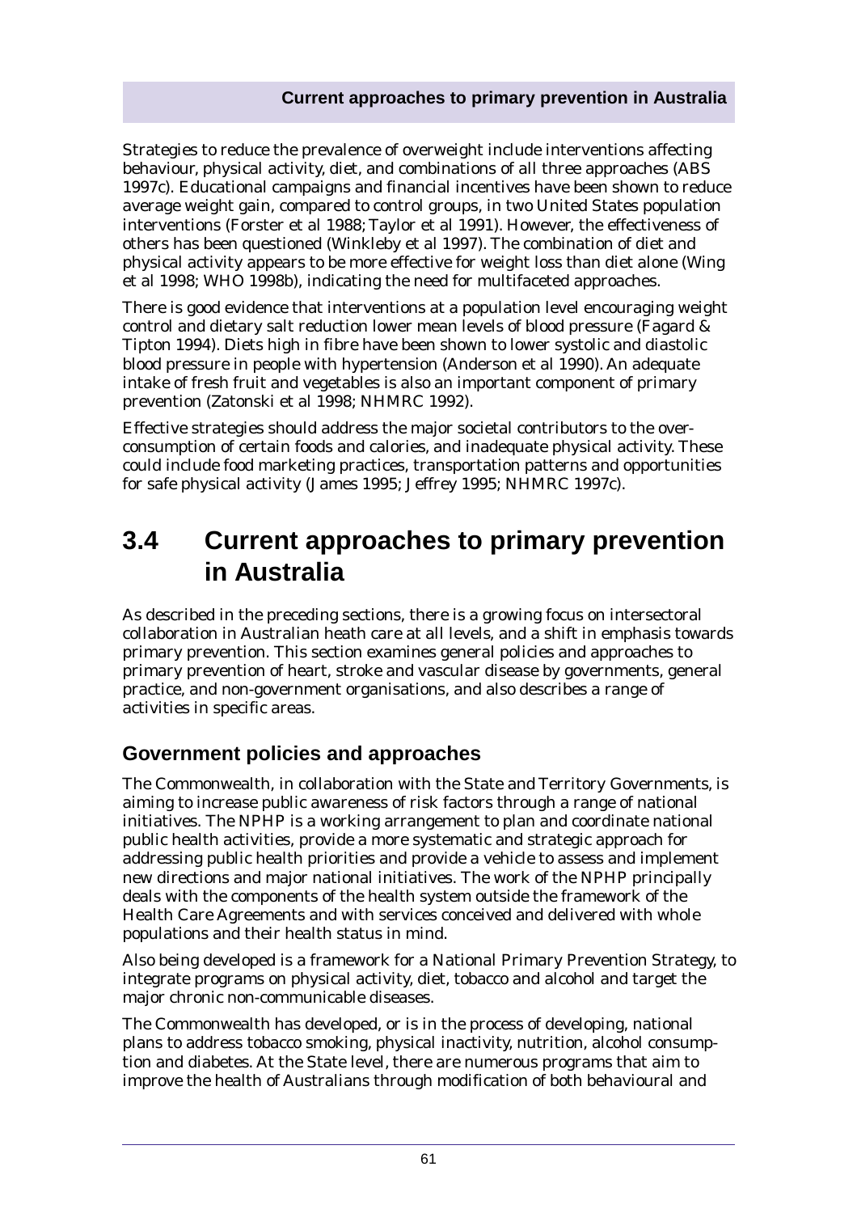Strategies to reduce the prevalence of overweight include interventions affecting behaviour, physical activity, diet, and combinations of all three approaches (ABS 1997c). Educational campaigns and financial incentives have been shown to reduce average weight gain, compared to control groups, in two United States population interventions (Forster et al 1988; Taylor et al 1991). However, the effectiveness of others has been questioned (Winkleby et al 1997). The combination of diet and physical activity appears to be more effective for weight loss than diet alone (Wing et al 1998; WHO 1998b), indicating the need for multifaceted approaches.

There is good evidence that interventions at a population level encouraging weight control and dietary salt reduction lower mean levels of blood pressure (Fagard & Tipton 1994). Diets high in fibre have been shown to lower systolic and diastolic blood pressure in people with hypertension (Anderson et al 1990). An adequate intake of fresh fruit and vegetables is also an important component of primary prevention (Zatonski et al 1998; NHMRC 1992).

Effective strategies should address the major societal contributors to the over-consumption of certain foods and calories, and inadequate physical activity. These could include food marketing practices, transportation patterns and opportunities for safe physical activity (James 1995; Jeffrey 1995; NHMRC 1997c).

## 3.4 Current approaches to primary prevention in Australia

As described in the preceding sections, there is a growing focus on intersectoral collaboration in Australian heath care at all levels, and a shift in emphasis towards primary prevention. This section examines general policies and approaches to primary prevention of heart, stroke and vascular disease by governments, general practice, and non-government organisations, and also describes a range of activities in specific areas.

### Government policies and approaches

The Commonwealth, in collaboration with the State and Territory Governments, is aiming to increase public awareness of risk factors through a range of national initiatives. The NPHP is a working arrangement to plan and coordinate national public health activities, provide a more systematic and strategic approach for addressing public health priorities and provide a vehicle to assess and implement new directions and major national initiatives. The work of the NPHP principally deals with the components of the health system outside the framework of the Health Care Agreements and with services conceived and delivered with whole populations and their health status in mind.

Also being developed is a framework for a National Primary Prevention Strategy, to integrate programs on physical activity, diet, tobacco and alcohol and target the major chronic non-communicable diseases.

The Commonwealth has developed, or is in the process of developing, national plans to address tobacco smoking, physical inactivity, nutrition, alcohol consumption and diabetes. At the State level, there are numerous programs that aim to improve the health of Australians through modification of both behavioural and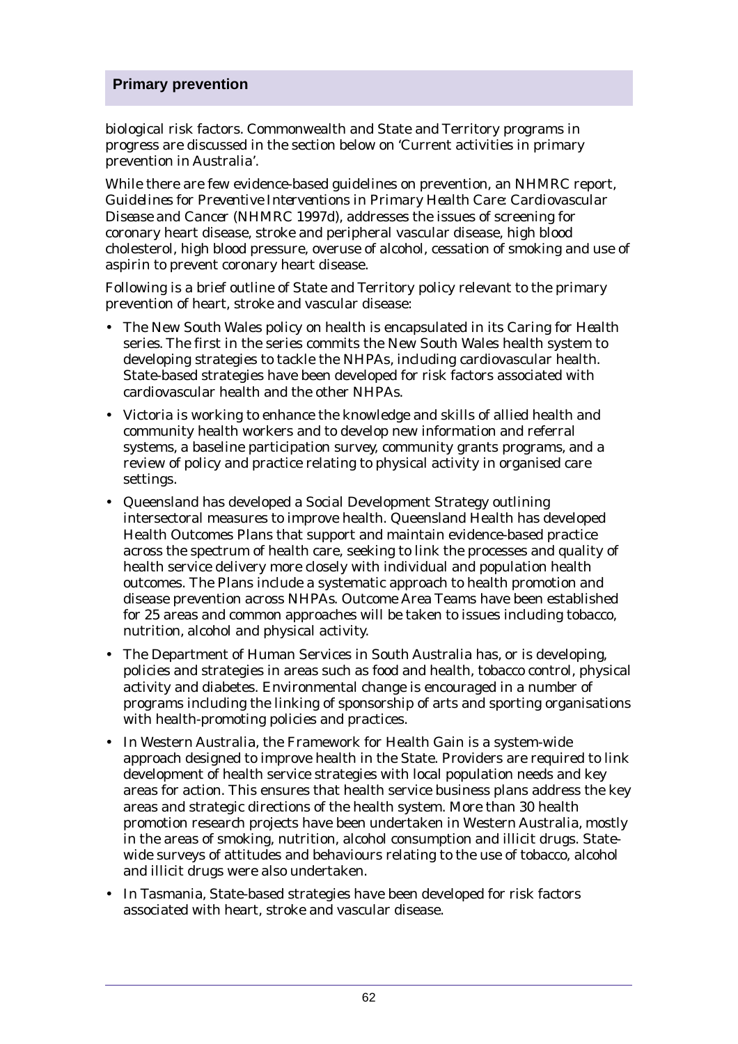biological risk factors. Commonwealth and State and Territory programs in progress are discussed in the section below on 'Current activities in primary prevention in Australia'.

While there are few evidence-based guidelines on prevention, an NHMRC report, *Guidelines for Preventive Interventions in Primary Health Care: Cardiovascular Disease and Cancer* (NHMRC 1997d), addresses the issues of screening for coronary heart disease, stroke and peripheral vascular disease, high blood cholesterol, high blood pressure, overuse of alcohol, cessation of smoking and use of aspirin to prevent coronary heart disease.

Following is a brief outline of State and Territory policy relevant to the primary prevention of heart, stroke and vascular disease:

- The New South Wales policy on health is encapsulated in its *Caring for Health* series. The first in the series commits the New South Wales health system to developing strategies to tackle the NHPAs, including cardiovascular health. State-based strategies have been developed for risk factors associated with cardiovascular health and the other NHPAs.
- Victoria is working to enhance the knowledge and skills of allied health and community health workers and to develop new information and referral systems, a baseline participation survey, community grants programs, and a review of policy and practice relating to physical activity in organised care settings.
- Queensland has developed a Social Development Strategy outlining intersectoral measures to improve health. Queensland Health has developed Health Outcomes Plans that support and maintain evidence-based practice across the spectrum of health care, seeking to link the processes and quality of health service delivery more closely with individual and population health outcomes. The Plans include a systematic approach to health promotion and disease prevention across NHPAs. Outcome Area Teams have been established for 25 areas and common approaches will be taken to issues including tobacco, nutrition, alcohol and physical activity.
- The Department of Human Services in South Australia has, or is developing, policies and strategies in areas such as food and health, tobacco control, physical activity and diabetes. Environmental change is encouraged in a number of programs including the linking of sponsorship of arts and sporting organisations with health-promoting policies and practices.
- In Western Australia, the Framework for Health Gain is a system-wide approach designed to improve health in the State. Providers are required to link development of health service strategies with local population needs and key areas for action. This ensures that health service business plans address the key areas and strategic directions of the health system. More than 30 health promotion research projects have been undertaken in Western Australia, mostly in the areas of smoking, nutrition, alcohol consumption and illicit drugs. Statewide surveys of attitudes and behaviours relating to the use of tobacco, alcohol and illicit drugs were also undertaken.
- In Tasmania, State-based strategies have been developed for risk factors associated with heart, stroke and vascular disease.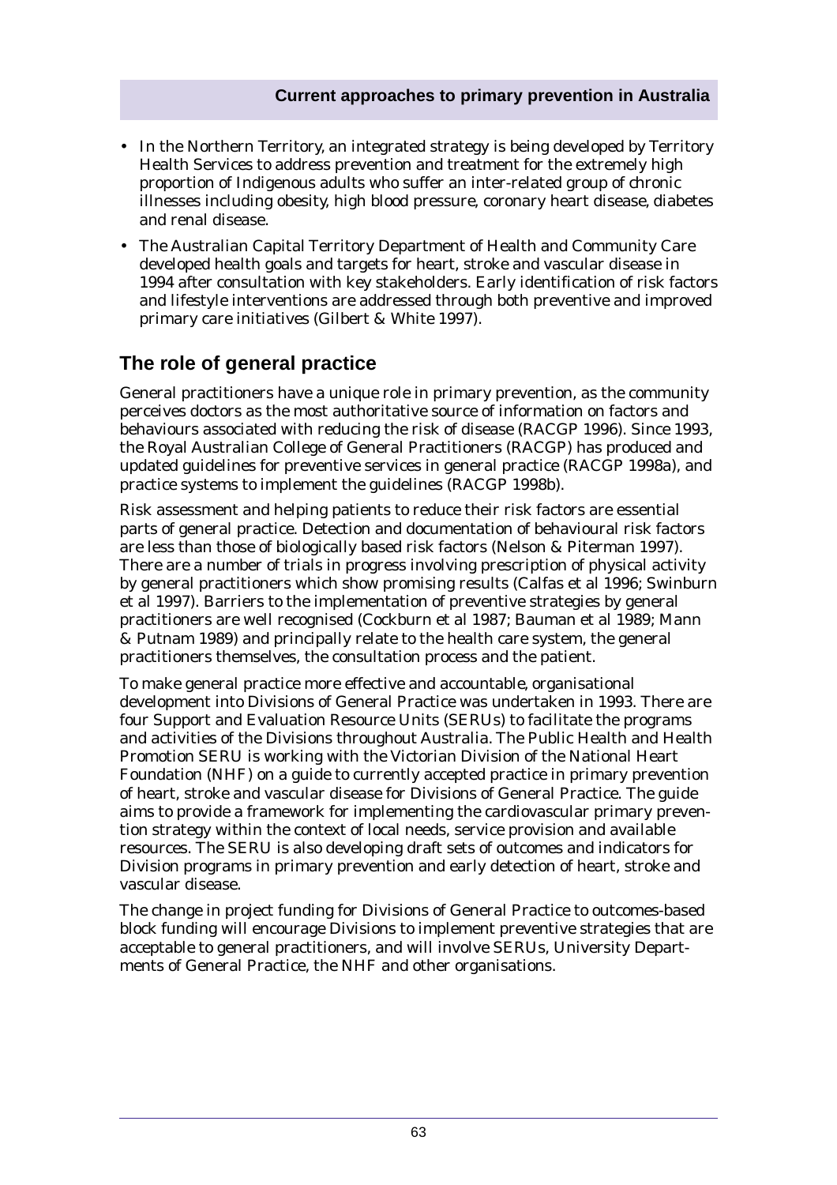- In the Northern Territory, an integrated strategy is being developed by Territory Health Services to address prevention and treatment for the extremely high proportion of Indigenous adults who suffer an inter-related group of chronic illnesses including obesity, high blood pressure, coronary heart disease, diabetes and renal disease.
- The Australian Capital Territory Department of Health and Community Care developed health goals and targets for heart, stroke and vascular disease in 1994 after consultation with key stakeholders. Early identification of risk factors and lifestyle interventions are addressed through both preventive and improved primary care initiatives (Gilbert & White 1997).

## The role of general practice

General practitioners have a unique role in primary prevention, as the community perceives doctors as the most authoritative source of information on factors and behaviours associated with reducing the risk of disease (RACGP 1996). Since 1993, the Royal Australian College of General Practitioners (RACGP) has produced and updated guidelines for preventive services in general practice (RACGP 1998a), and practice systems to implement the guidelines (RACGP 1998b).

Risk assessment and helping patients to reduce their risk factors are essential parts of general practice. Detection and documentation of behavioural risk factors are less than those of biologically based risk factors (Nelson & Piterman 1997). There are a number of trials in progress involving prescription of physical activity by general practitioners which show promising results (Calfas et al 1996; Swinburn et al 1997). Barriers to the implementation of preventive strategies by general practitioners are well recognised (Cockburn et al 1987; Bauman et al 1989; Mann & Putnam 1989) and principally relate to the health care system, the general practitioners themselves, the consultation process and the patient.

To make general practice more effective and accountable, organisational development into Divisions of General Practice was undertaken in 1993. There are four Support and Evaluation Resource Units (SERUs) to facilitate the programs and activities of the Divisions throughout Australia. The Public Health and Health Promotion SERU is working with the Victorian Division of the National Heart Foundation (NHF) on a guide to currently accepted practice in primary prevention of heart, stroke and vascular disease for Divisions of General Practice. The guide aims to provide a framework for implementing the cardiovascular primary prevention strategy within the context of local needs, service provision and available resources. The SERU is also developing draft sets of outcomes and indicators for Division programs in primary prevention and early detection of heart, stroke and vascular disease.

The change in project funding for Divisions of General Practice to outcomes-based block funding will encourage Divisions to implement preventive strategies that are acceptable to general practitioners, and will involve SERUs, University Departments of General Practice, the NHF and other organisations.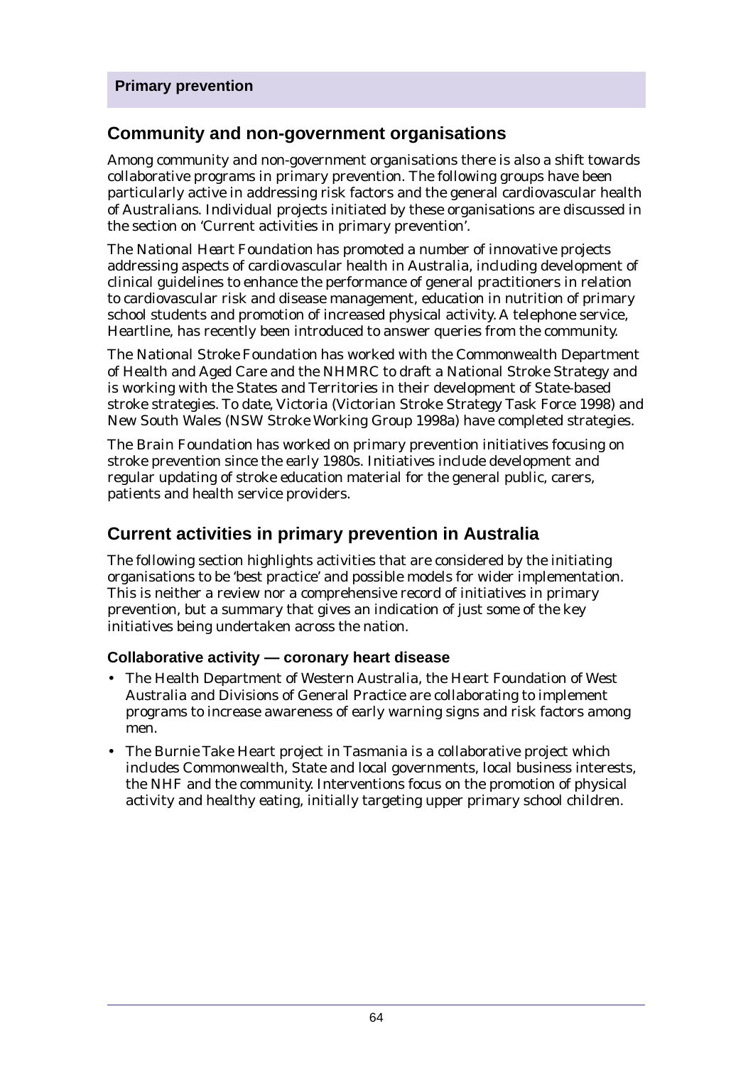## Community and non-government organisations

Among community and non-government organisations there is also a shift towards collaborative programs in primary prevention. The following groups have been particularly active in addressing risk factors and the general cardiovascular health of Australians. Individual projects initiated by these organisations are discussed in the section on 'Current activities in primary prevention'.

The National Heart Foundation has promoted a number of innovative projects addressing aspects of cardiovascular health in Australia, including development of clinical guidelines to enhance the performance of general practitioners in relation to cardiovascular risk and disease management, education in nutrition of primary school students and promotion of increased physical activity. A telephone service, Heartline, has recently been introduced to answer queries from the community.

The National Stroke Foundation has worked with the Commonwealth Department of Health and Aged Care and the NHMRC to draft a National Stroke Strategy and is working with the States and Territories in their development of State-based stroke strategies. To date, Victoria (Victorian Stroke Strategy Task Force 1998) and New South Wales (NSW Stroke Working Group 1998a) have completed strategies.

The Brain Foundation has worked on primary prevention initiatives focusing on stroke prevention since the early 1980s. Initiatives include development and regular updating of stroke education material for the general public, carers, patients and health service providers.

## Current activities in primary prevention in Australia

The following section highlights activities that are considered by the initiating organisations to be 'best practice' and possible models for wider implementation. This is neither a review nor a comprehensive record of initiatives in primary prevention, but a summary that gives an indication of just some of the key initiatives being undertaken across the nation.

### Collaborative activity — coronary heart disease

- The Health Department of Western Australia, the Heart Foundation of West Australia and Divisions of General Practice are collaborating to implement programs to increase awareness of early warning signs and risk factors among men.
- The Burnie Take Heart project in Tasmania is a collaborative project which includes Commonwealth, State and local governments, local business interests, the NHF and the community. Interventions focus on the promotion of physical activity and healthy eating, initially targeting upper primary school children.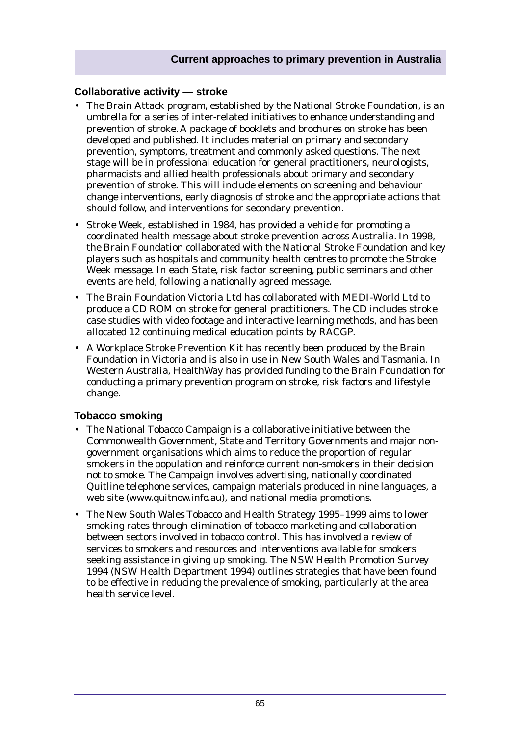## Collaborative activity — stroke

- The Brain Attack program, established by the National Stroke Foundation, is an umbrella for a series of inter-related initiatives to enhance understanding and prevention of stroke. A package of booklets and brochures on stroke has been developed and published. It includes material on primary and secondary prevention, symptoms, treatment and commonly asked questions. The next stage will be in professional education for general practitioners, neurologists, pharmacists and allied health professionals about primary and secondary prevention of stroke. This will include elements on screening and behaviour change interventions, early diagnosis of stroke and the appropriate actions that should follow, and interventions for secondary prevention.
- Stroke Week, established in 1984, has provided a vehicle for promoting a coordinated health message about stroke prevention across Australia. In 1998, the Brain Foundation collaborated with the National Stroke Foundation and key players such as hospitals and community health centres to promote the Stroke Week message. In each State, risk factor screening, public seminars and other events are held, following a nationally agreed message.
- The Brain Foundation Victoria Ltd has collaborated with MEDI-World Ltd to produce a CD ROM on stroke for general practitioners. The CD includes stroke case studies with video footage and interactive learning methods, and has been allocated 12 continuing medical education points by RACGP.
- A Workplace Stroke Prevention Kit has recently been produced by the Brain Foundation in Victoria and is also in use in New South Wales and Tasmania. In Western Australia, HealthWay has provided funding to the Brain Foundation for conducting a primary prevention program on stroke, risk factors and lifestyle change.

## Tobacco smoking

- The National Tobacco Campaign is a collaborative initiative between the Commonwealth Government, State and Territory Governments and major non-government organisations which aims to reduce the proportion of regular smokers in the population and reinforce current non-smokers in their decision not to smoke. The Campaign involves advertising, nationally coordinated Quitline telephone services, campaign materials produced in nine languages, a web site (www.quitnow.info.au), and national media promotions.
- The New South Wales Tobacco and Health Strategy 1995–1999 aims to lower smoking rates through elimination of tobacco marketing and collaboration between sectors involved in tobacco control. This has involved a review of services to smokers and resources and interventions available for smokers seeking assistance in giving up smoking. The *NSW Health Promotion Survey 1994* (NSW Health Department 1994) outlines strategies that have been found to be effective in reducing the prevalence of smoking, particularly at the area health service level.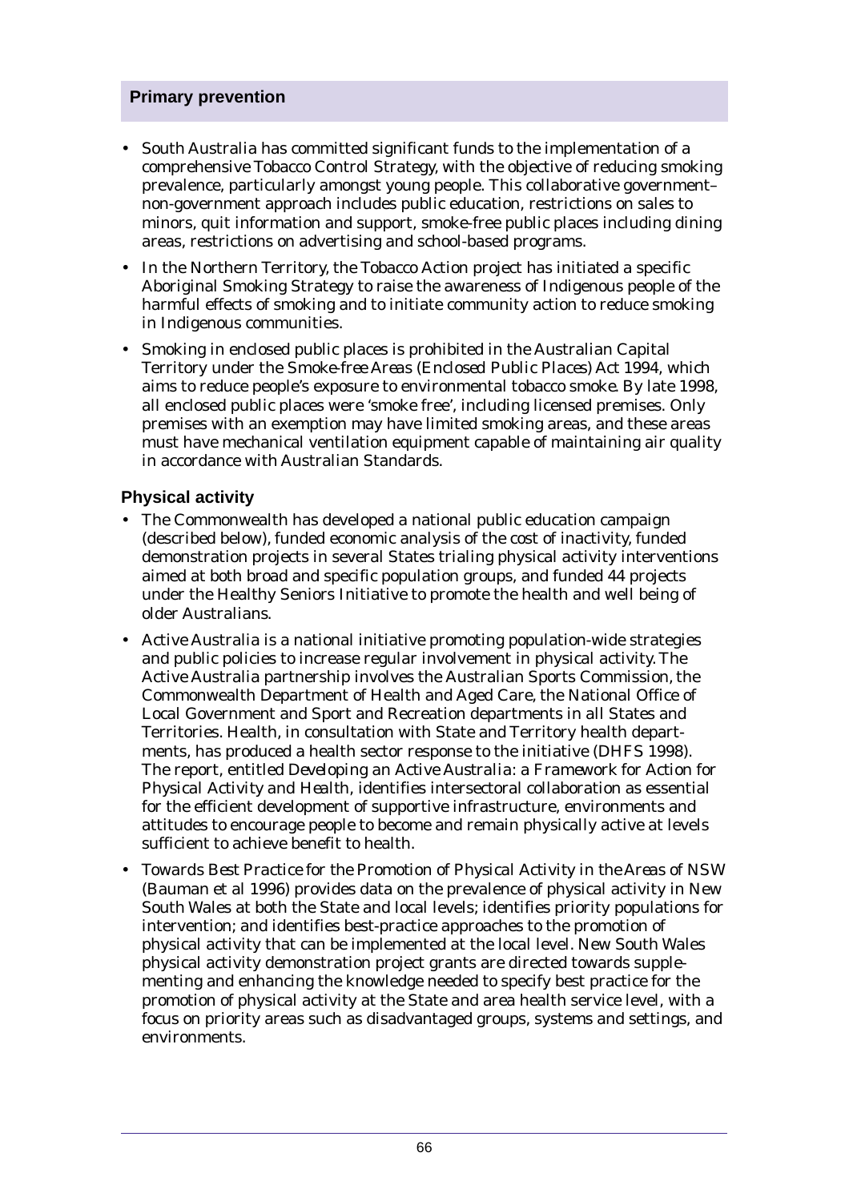## Primary prevention

- South Australia has committed significant funds to the implementation of a comprehensive Tobacco Control Strategy, with the objective of reducing smoking prevalence, particularly amongst young people. This collaborative government–non-government approach includes public education, restrictions on sales to minors, quit information and support, smoke-free public places including dining areas, restrictions on advertising and school-based programs.
- In the Northern Territory, the Tobacco Action project has initiated a specific Aboriginal Smoking Strategy to raise the awareness of Indigenous people of the harmful effects of smoking and to initiate community action to reduce smoking in Indigenous communities.
- Smoking in enclosed public places is prohibited in the Australian Capital Territory under the *Smoke-free Areas (Enclosed Public Places) Act 1994*, which aims to reduce people's exposure to environmental tobacco smoke. By late 1998, all enclosed public places were 'smoke free', including licensed premises. Only premises with an exemption may have limited smoking areas, and these areas must have mechanical ventilation equipment capable of maintaining air quality in accordance with Australian Standards.

### Physical activity

- The Commonwealth has developed a national public education campaign (described below), funded economic analysis of the cost of inactivity, funded demonstration projects in several States trialing physical activity interventions aimed at both broad and specific population groups, and funded 44 projects under the Healthy Seniors Initiative to promote the health and well being of older Australians.
- Active Australia is a national initiative promoting population-wide strategies and public policies to increase regular involvement in physical activity. The Active Australia partnership involves the Australian Sports Commission, the Commonwealth Department of Health and Aged Care, the National Office of Local Government and Sport and Recreation departments in all States and Territories. Health, in consultation with State and Territory health departments, has produced a health sector response to the initiative (DHFS 1998). The report, entitled *Developing an Active Australia: a Framework for Action for Physical Activity and Health*, identifies intersectoral collaboration as essential for the efficient development of supportive infrastructure, environments and attitudes to encourage people to become and remain physically active at levels sufficient to achieve benefit to health.
- *Towards Best Practice for the Promotion of Physical Activity in the Areas of NSW* (Bauman et al 1996) provides data on the prevalence of physical activity in New South Wales at both the State and local levels; identifies priority populations for intervention; and identifies best-practice approaches to the promotion of physical activity that can be implemented at the local level. New South Wales physical activity demonstration project grants are directed towards supplementing and enhancing the knowledge needed to specify best practice for the promotion of physical activity at the State and area health service level, with a focus on priority areas such as disadvantaged groups, systems and settings, and environments.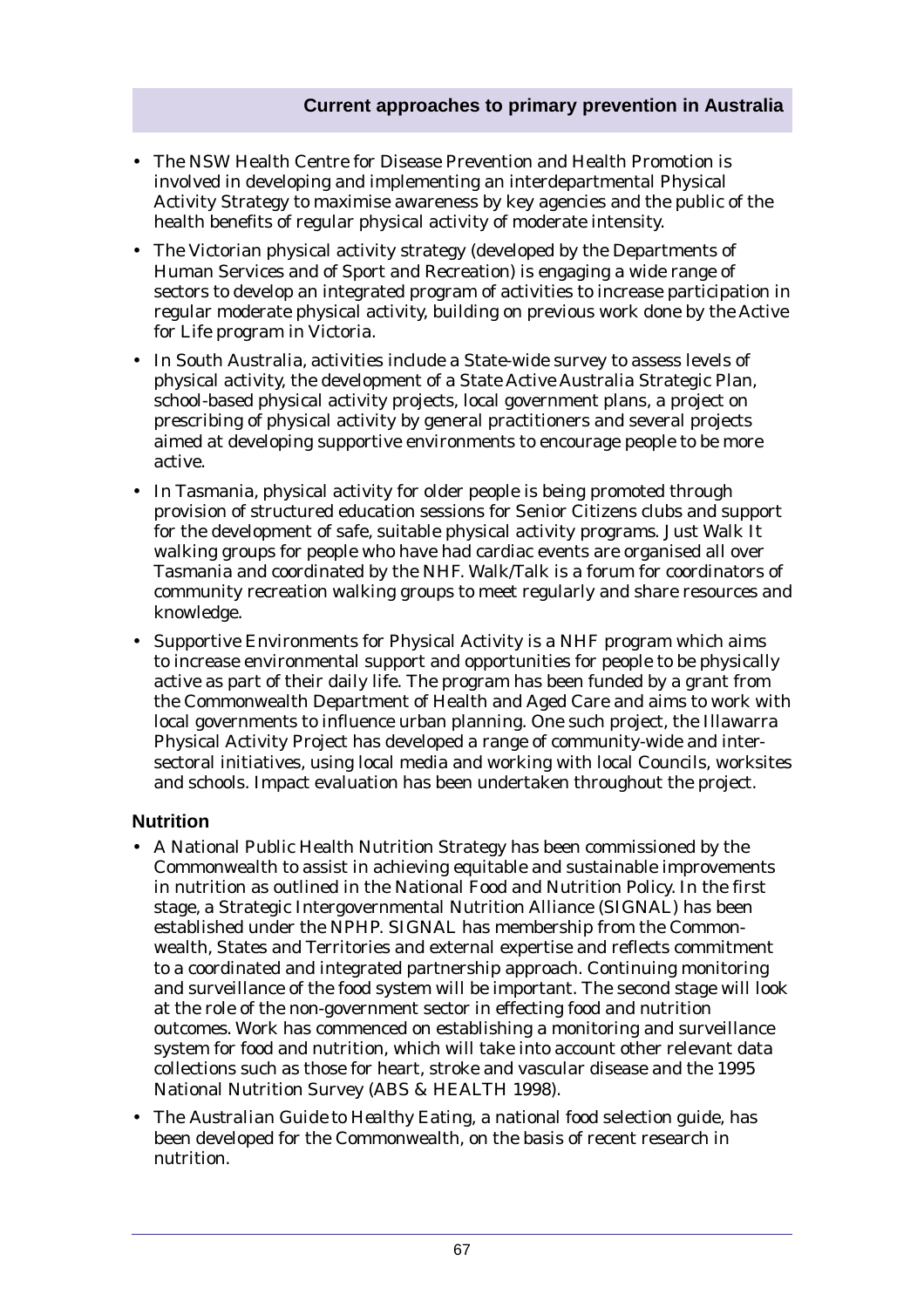- The NSW Health Centre for Disease Prevention and Health Promotion is involved in developing and implementing an interdepartmental Physical Activity Strategy to maximise awareness by key agencies and the public of the health benefits of regular physical activity of moderate intensity.
- The Victorian physical activity strategy (developed by the Departments of Human Services and of Sport and Recreation) is engaging a wide range of sectors to develop an integrated program of activities to increase participation in regular moderate physical activity, building on previous work done by the Active for Life program in Victoria.
- In South Australia, activities include a State-wide survey to assess levels of physical activity, the development of a State Active Australia Strategic Plan, school-based physical activity projects, local government plans, a project on prescribing of physical activity by general practitioners and several projects aimed at developing supportive environments to encourage people to be more active.
- In Tasmania, physical activity for older people is being promoted through provision of structured education sessions for Senior Citizens clubs and support for the development of safe, suitable physical activity programs. Just Walk It walking groups for people who have had cardiac events are organised all over Tasmania and coordinated by the NHF. Walk/Talk is a forum for coordinators of community recreation walking groups to meet regularly and share resources and knowledge.
- Supportive Environments for Physical Activity is a NHF program which aims to increase environmental support and opportunities for people to be physically active as part of their daily life. The program has been funded by a grant from the Commonwealth Department of Health and Aged Care and aims to work with local governments to influence urban planning. One such project, the Illawarra Physical Activity Project has developed a range of community-wide and inter-sectoral initiatives, using local media and working with local Councils, worksites and schools. Impact evaluation has been undertaken throughout the project.

## Nutrition

- A National Public Health Nutrition Strategy has been commissioned by the Commonwealth to assist in achieving equitable and sustainable improvements in nutrition as outlined in the National Food and Nutrition Policy. In the first stage, a Strategic Intergovernmental Nutrition Alliance (SIGNAL) has been established under the NPHP. SIGNAL has membership from the Commonwealth, States and Territories and external expertise and reflects commitment to a coordinated and integrated partnership approach. Continuing monitoring and surveillance of the food system will be important. The second stage will look at the role of the non-government sector in effecting food and nutrition outcomes. Work has commenced on establishing a monitoring and surveillance system for food and nutrition, which will take into account other relevant data collections such as those for heart, stroke and vascular disease and the 1995 National Nutrition Survey (ABS & HEALTH 1998).
- The *Australian Guide to Healthy Eating*, a national food selection guide, has been developed for the Commonwealth, on the basis of recent research in nutrition.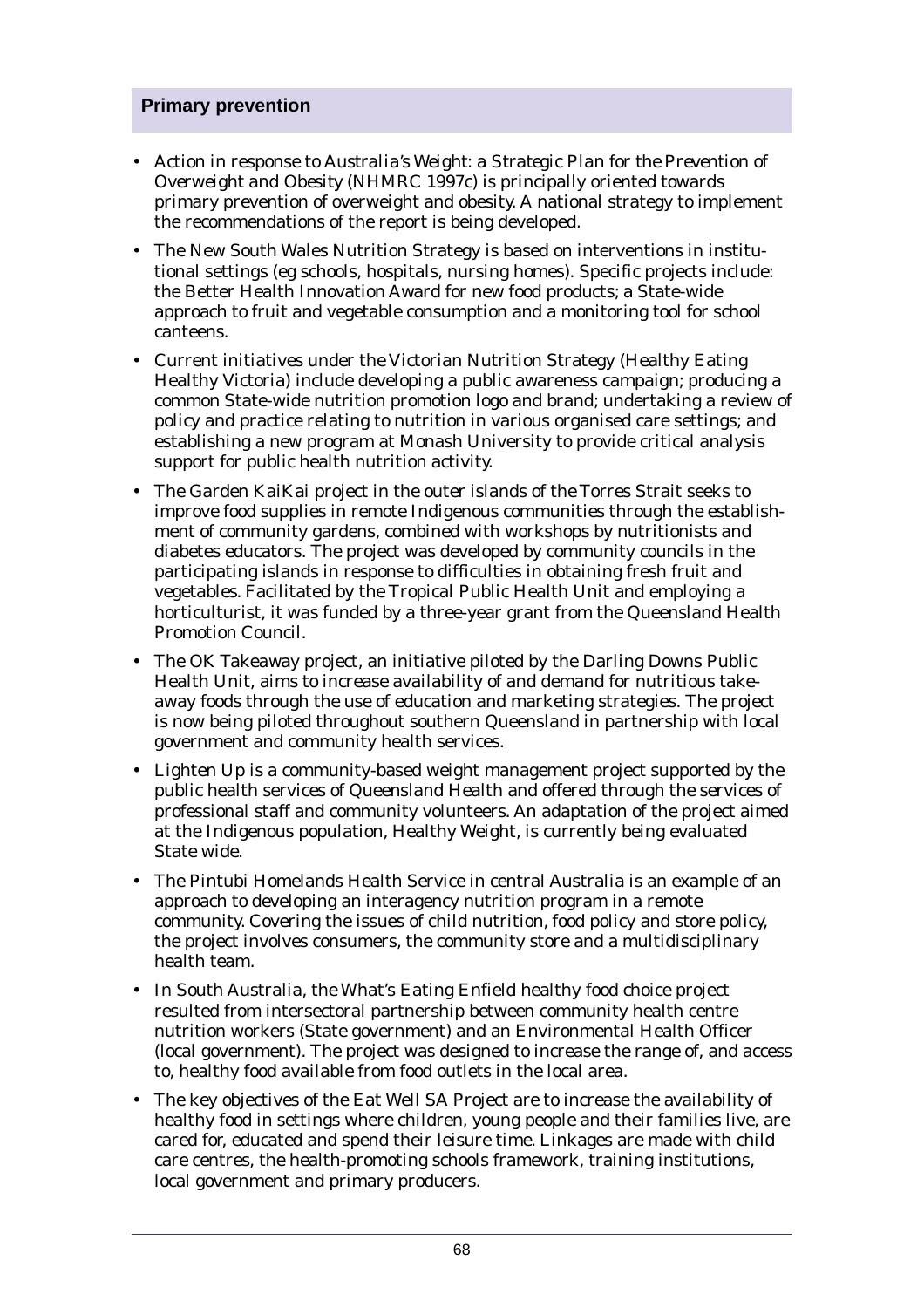## Primary prevention

- Action in response to *Australia's Weight: a Strategic Plan for the Prevention of Overweight and Obesity* (NHMRC 1997c) is principally oriented towards primary prevention of overweight and obesity. A national strategy to implement the recommendations of the report is being developed.
- The New South Wales Nutrition Strategy is based on interventions in institutional settings (eg schools, hospitals, nursing homes). Specific projects include: the Better Health Innovation Award for new food products; a State-wide approach to fruit and vegetable consumption and a monitoring tool for school canteens.
- Current initiatives under the Victorian Nutrition Strategy (Healthy Eating Healthy Victoria) include developing a public awareness campaign; producing a common State-wide nutrition promotion logo and brand; undertaking a review of policy and practice relating to nutrition in various organised care settings; and establishing a new program at Monash University to provide critical analysis support for public health nutrition activity.
- The Garden KaiKai project in the outer islands of the Torres Strait seeks to improve food supplies in remote Indigenous communities through the establishment of community gardens, combined with workshops by nutritionists and diabetes educators. The project was developed by community councils in the participating islands in response to difficulties in obtaining fresh fruit and vegetables. Facilitated by the Tropical Public Health Unit and employing a horticulturist, it was funded by a three-year grant from the Queensland Health Promotion Council.
- The OK Takeaway project, an initiative piloted by the Darling Downs Public Health Unit, aims to increase availability of and demand for nutritious takeaway foods through the use of education and marketing strategies. The project is now being piloted throughout southern Queensland in partnership with local government and community health services.
- Lighten Up is a community-based weight management project supported by the public health services of Queensland Health and offered through the services of professional staff and community volunteers. An adaptation of the project aimed at the Indigenous population, Healthy Weight, is currently being evaluated State wide.
- The Pintubi Homelands Health Service in central Australia is an example of an approach to developing an interagency nutrition program in a remote community. Covering the issues of child nutrition, food policy and store policy, the project involves consumers, the community store and a multidisciplinary health team.
- In South Australia, the What's Eating Enfield healthy food choice project resulted from intersectoral partnership between community health centre nutrition workers (State government) and an Environmental Health Officer (local government). The project was designed to increase the range of, and access to, healthy food available from food outlets in the local area.
- The key objectives of the Eat Well SA Project are to increase the availability of healthy food in settings where children, young people and their families live, are cared for, educated and spend their leisure time. Linkages are made with child care centres, the health-promoting schools framework, training institutions, local government and primary producers.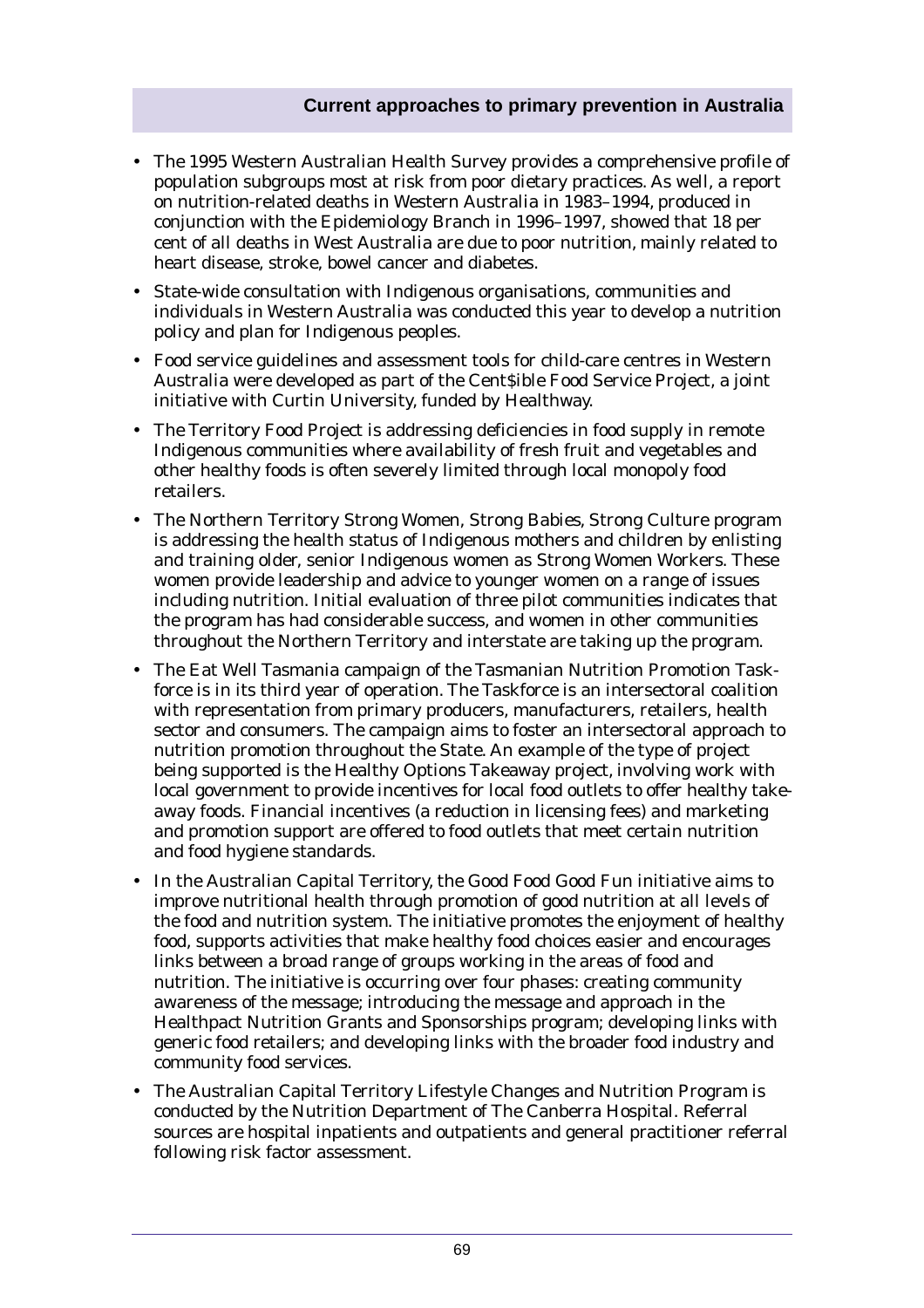- The 1995 Western Australian Health Survey provides a comprehensive profile of population subgroups most at risk from poor dietary practices. As well, a report on nutrition-related deaths in Western Australia in 1983–1994, produced in conjunction with the Epidemiology Branch in 1996–1997, showed that 18 per cent of all deaths in West Australia are due to poor nutrition, mainly related to heart disease, stroke, bowel cancer and diabetes.
- State-wide consultation with Indigenous organisations, communities and individuals in Western Australia was conducted this year to develop a nutrition policy and plan for Indigenous peoples.
- Food service guidelines and assessment tools for child-care centres in Western Australia were developed as part of the Cent$ible Food Service Project, a joint initiative with Curtin University, funded by Healthway.
- The Territory Food Project is addressing deficiencies in food supply in remote Indigenous communities where availability of fresh fruit and vegetables and other healthy foods is often severely limited through local monopoly food retailers.
- The Northern Territory Strong Women, Strong Babies, Strong Culture program is addressing the health status of Indigenous mothers and children by enlisting and training older, senior Indigenous women as Strong Women Workers. These women provide leadership and advice to younger women on a range of issues including nutrition. Initial evaluation of three pilot communities indicates that the program has had considerable success, and women in other communities throughout the Northern Territory and interstate are taking up the program.
- The Eat Well Tasmania campaign of the Tasmanian Nutrition Promotion Taskforce is in its third year of operation. The Taskforce is an intersectoral coalition with representation from primary producers, manufacturers, retailers, health sector and consumers. The campaign aims to foster an intersectoral approach to nutrition promotion throughout the State. An example of the type of project being supported is the Healthy Options Takeaway project, involving work with local government to provide incentives for local food outlets to offer healthy takeaway foods. Financial incentives (a reduction in licensing fees) and marketing and promotion support are offered to food outlets that meet certain nutrition and food hygiene standards.
- In the Australian Capital Territory, the Good Food Good Fun initiative aims to improve nutritional health through promotion of good nutrition at all levels of the food and nutrition system. The initiative promotes the enjoyment of healthy food, supports activities that make healthy food choices easier and encourages links between a broad range of groups working in the areas of food and nutrition. The initiative is occurring over four phases: creating community awareness of the message; introducing the message and approach in the Healthpact Nutrition Grants and Sponsorships program; developing links with generic food retailers; and developing links with the broader food industry and community food services.
- The Australian Capital Territory Lifestyle Changes and Nutrition Program is conducted by the Nutrition Department of The Canberra Hospital. Referral sources are hospital inpatients and outpatients and general practitioner referral following risk factor assessment.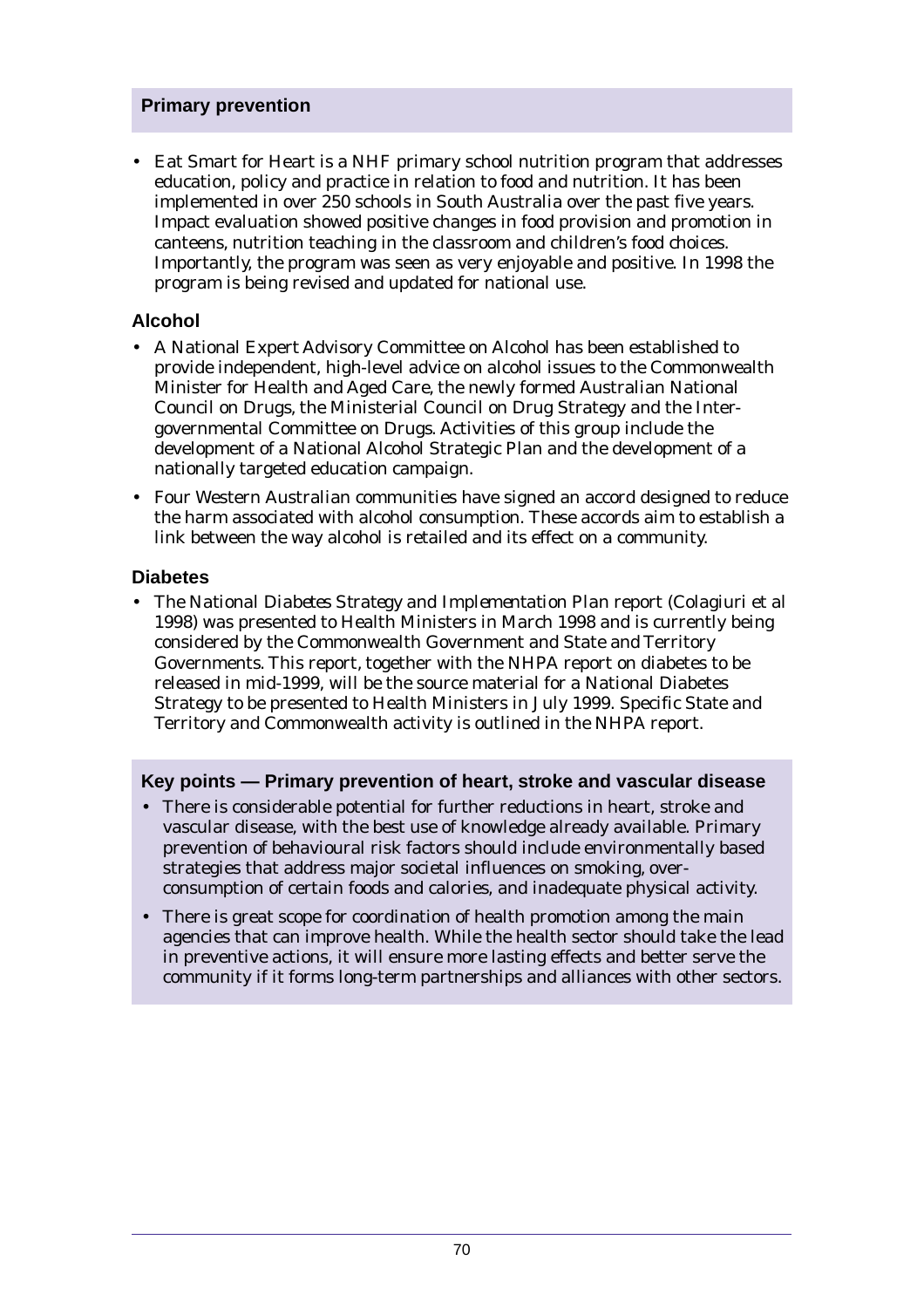## Primary prevention

- Eat Smart for Heart is a NHF primary school nutrition program that addresses education, policy and practice in relation to food and nutrition. It has been implemented in over 250 schools in South Australia over the past five years. Impact evaluation showed positive changes in food provision and promotion in canteens, nutrition teaching in the classroom and children's food choices. Importantly, the program was seen as very enjoyable and positive. In 1998 the program is being revised and updated for national use.

### Alcohol

- A National Expert Advisory Committee on Alcohol has been established to provide independent, high-level advice on alcohol issues to the Commonwealth Minister for Health and Aged Care, the newly formed Australian National Council on Drugs, the Ministerial Council on Drug Strategy and the Inter-governmental Committee on Drugs. Activities of this group include the development of a National Alcohol Strategic Plan and the development of a nationally targeted education campaign.
- Four Western Australian communities have signed an accord designed to reduce the harm associated with alcohol consumption. These accords aim to establish a link between the way alcohol is retailed and its effect on a community.

### Diabetes

- The *National Diabetes Strategy and Implementation Plan* report (Colagiuri et al 1998) was presented to Health Ministers in March 1998 and is currently being considered by the Commonwealth Government and State and Territory Governments. This report, together with the NHPA report on diabetes to be released in mid-1999, will be the source material for a National Diabetes Strategy to be presented to Health Ministers in July 1999. Specific State and Territory and Commonwealth activity is outlined in the NHPA report.

### Key points — Primary prevention of heart, stroke and vascular disease

- There is considerable potential for further reductions in heart, stroke and vascular disease, with the best use of knowledge already available. Primary prevention of behavioural risk factors should include environmentally based strategies that address major societal influences on smoking, over-consumption of certain foods and calories, and inadequate physical activity.
- There is great scope for coordination of health promotion among the main agencies that can improve health. While the health sector should take the lead in preventive actions, it will ensure more lasting effects and better serve the community if it forms long-term partnerships and alliances with other sectors.